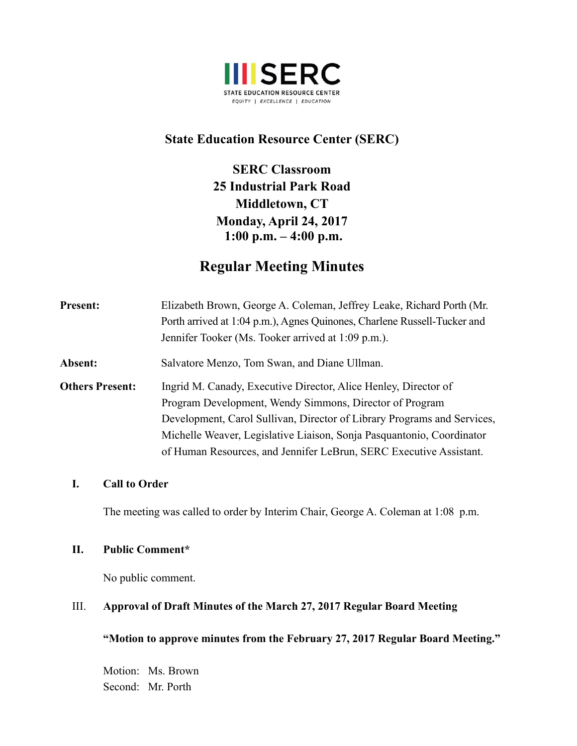# State Education Resource Center (SERC)

**SERC Classroom**
**25 Industrial Park Road**
**Middletown, CT**
**Monday, April 24, 2017**
**1:00 p.m. – 4:00 p.m.**

## Regular Meeting Minutes

| | |
|---|---|
| **Present:** | Elizabeth Brown, George A. Coleman, Jeffrey Leake, Richard Porth (Mr. Porth arrived at 1:04 p.m.), Agnes Quinones, Charlene Russell-Tucker and Jennifer Tooker (Ms. Tooker arrived at 1:09 p.m.). |
| **Absent:** | Salvatore Menzo, Tom Swan, and Diane Ullman. |
| **Others Present:** | Ingrid M. Canady, Executive Director, Alice Henley, Director of Program Development, Wendy Simmons, Director of Program Development, Carol Sullivan, Director of Library Programs and Services, Michelle Weaver, Legislative Liaison, Sonja Pasquantonio, Coordinator of Human Resources, and Jennifer LeBrun, SERC Executive Assistant. |

### I. Call to Order

The meeting was called to order by Interim Chair, George A. Coleman at 1:08 p.m.

### II. Public Comment*

No public comment.

### III. Approval of Draft Minutes of the March 27, 2017 Regular Board Meeting

**"Motion to approve minutes from the February 27, 2017 Regular Board Meeting."**

Motion: Ms. Brown
Second: Mr. Porth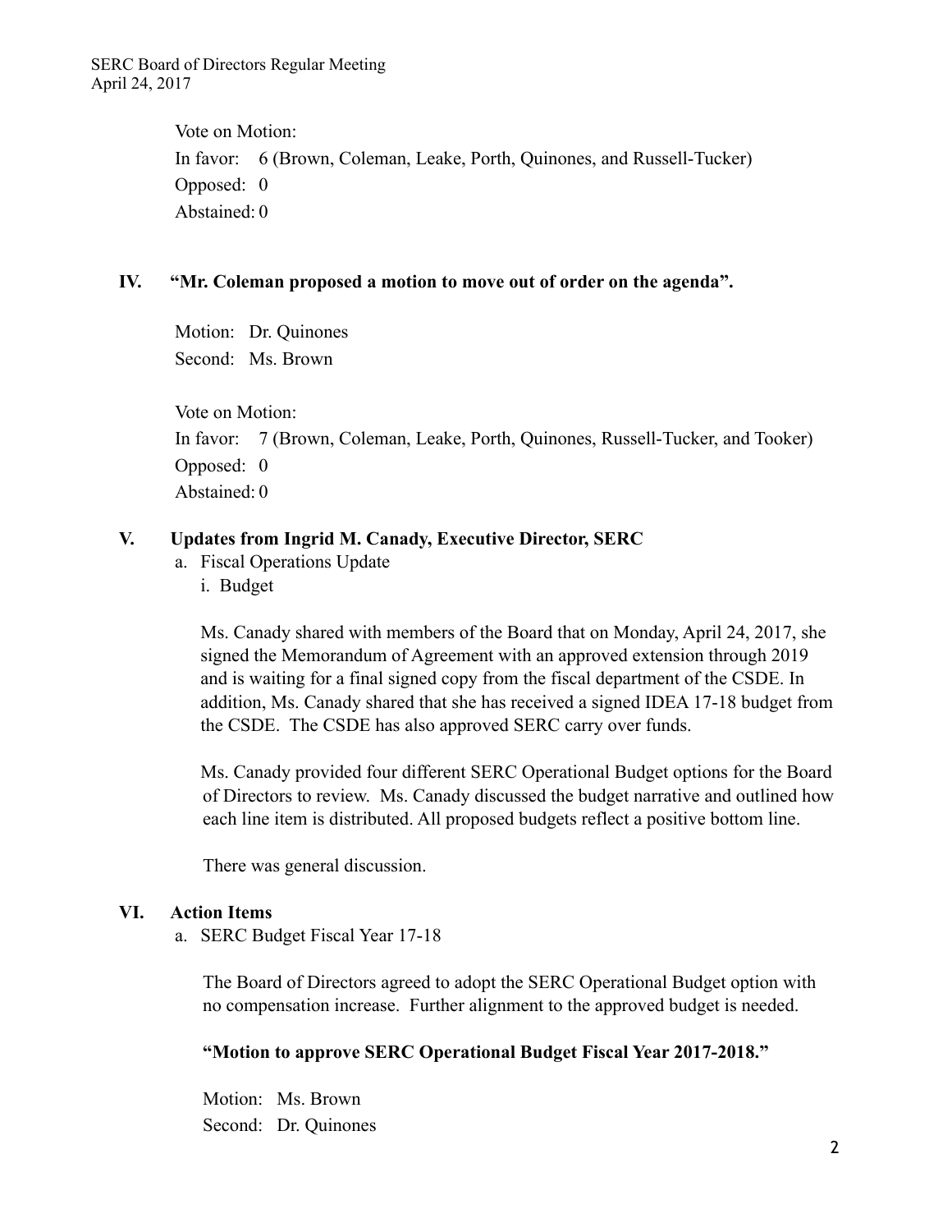Vote on Motion:

In favor: 6 (Brown, Coleman, Leake, Porth, Quinones, and Russell-Tucker)

Opposed: 0

Abstained: 0

## IV. "Mr. Coleman proposed a motion to move out of order on the agenda".

Motion: Dr. Quinones

Second: Ms. Brown

Vote on Motion:

In favor: 7 (Brown, Coleman, Leake, Porth, Quinones, Russell-Tucker, and Tooker)

Opposed: 0

Abstained: 0

## V. Updates from Ingrid M. Canady, Executive Director, SERC

a. Fiscal Operations Update

i. Budget

Ms. Canady shared with members of the Board that on Monday, April 24, 2017, she signed the Memorandum of Agreement with an approved extension through 2019 and is waiting for a final signed copy from the fiscal department of the CSDE. In addition, Ms. Canady shared that she has received a signed IDEA 17-18 budget from the CSDE. The CSDE has also approved SERC carry over funds.

Ms. Canady provided four different SERC Operational Budget options for the Board of Directors to review. Ms. Canady discussed the budget narrative and outlined how each line item is distributed. All proposed budgets reflect a positive bottom line.

There was general discussion.

## VI. Action Items

a. SERC Budget Fiscal Year 17-18

The Board of Directors agreed to adopt the SERC Operational Budget option with no compensation increase. Further alignment to the approved budget is needed.

**"Motion to approve SERC Operational Budget Fiscal Year 2017-2018."**

Motion: Ms. Brown

Second: Dr. Quinones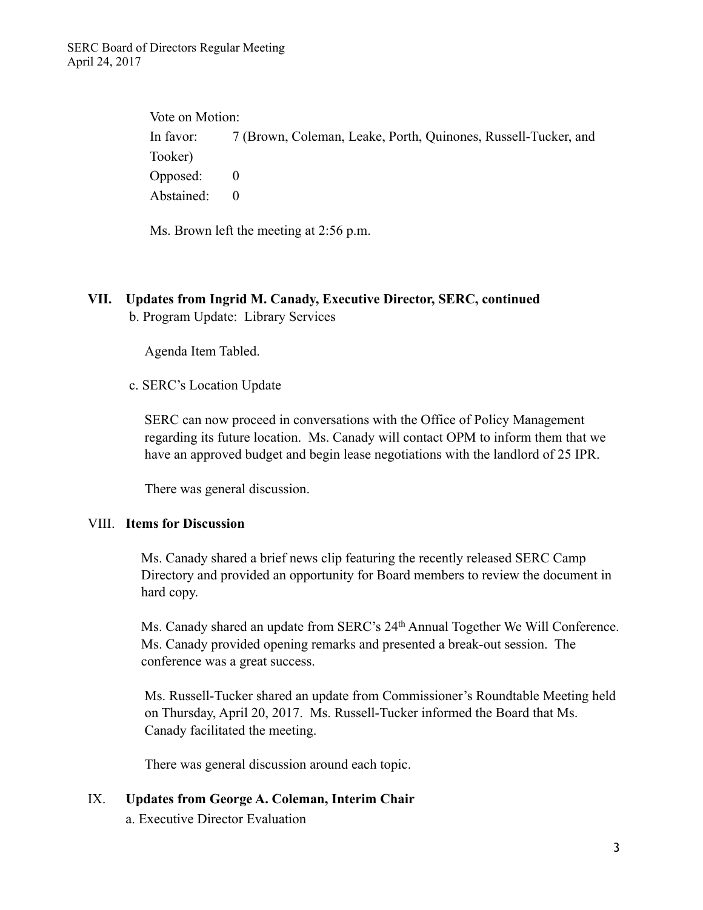Vote on Motion:
In favor: 7 (Brown, Coleman, Leake, Porth, Quinones, Russell-Tucker, and Tooker)
Opposed: 0
Abstained: 0

Ms. Brown left the meeting at 2:56 p.m.

## VII. Updates from Ingrid M. Canady, Executive Director, SERC, continued

b. Program Update: Library Services

Agenda Item Tabled.

c. SERC's Location Update

SERC can now proceed in conversations with the Office of Policy Management regarding its future location. Ms. Canady will contact OPM to inform them that we have an approved budget and begin lease negotiations with the landlord of 25 IPR.

There was general discussion.

## VIII. Items for Discussion

Ms. Canady shared a brief news clip featuring the recently released SERC Camp Directory and provided an opportunity for Board members to review the document in hard copy.

Ms. Canady shared an update from SERC's 24th Annual Together We Will Conference. Ms. Canady provided opening remarks and presented a break-out session. The conference was a great success.

Ms. Russell-Tucker shared an update from Commissioner's Roundtable Meeting held on Thursday, April 20, 2017. Ms. Russell-Tucker informed the Board that Ms. Canady facilitated the meeting.

There was general discussion around each topic.

## IX. Updates from George A. Coleman, Interim Chair

a. Executive Director Evaluation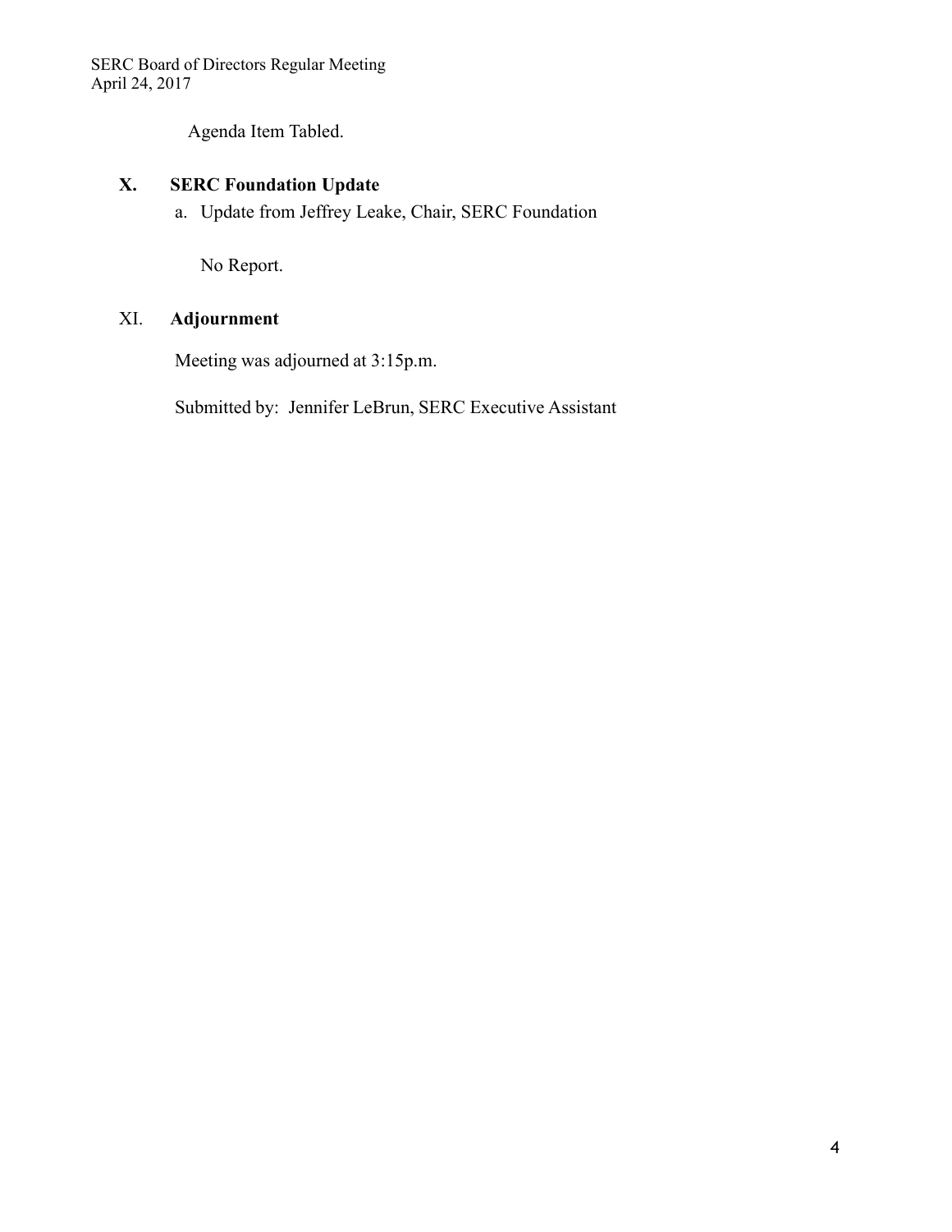Agenda Item Tabled.

## X. SERC Foundation Update

a. Update from Jeffrey Leake, Chair, SERC Foundation

No Report.

## XI. Adjournment

Meeting was adjourned at 3:15p.m.

Submitted by: Jennifer LeBrun, SERC Executive Assistant